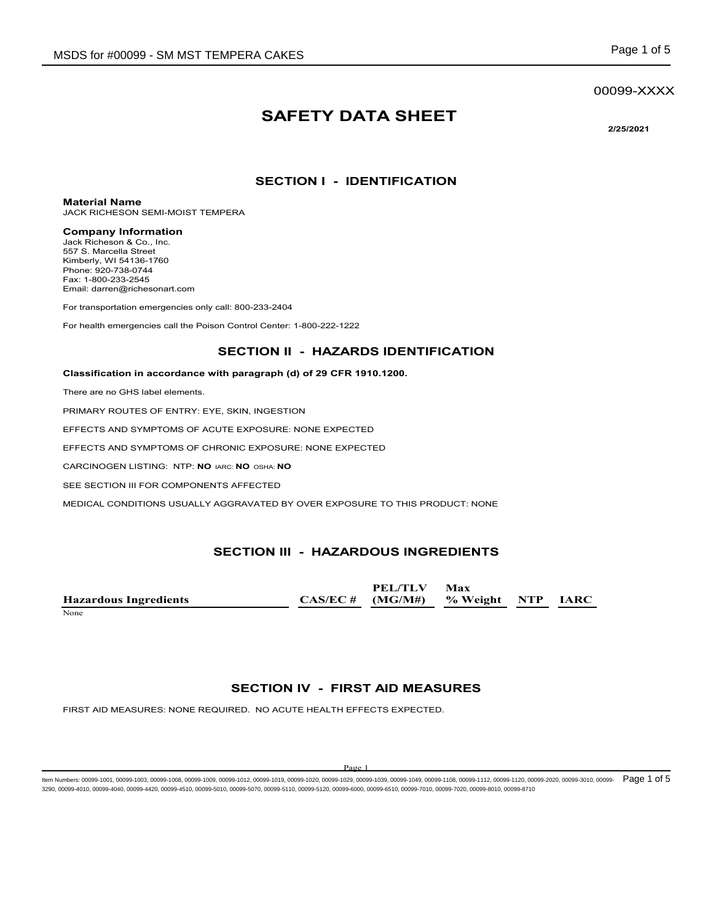00099-XXXX

# SAFETY DATA SHEET

**2/25/2021**

## SECTION I - IDENTIFICATION

**Material Name**
JACK RICHESON SEMI-MOIST TEMPERA

**Company Information**
Jack Richeson & Co., Inc.
557 S. Marcella Street
Kimberly, WI 54136-1760
Phone: 920-738-0744
Fax: 1-800-233-2545
Email: darren@richesonart.com

For transportation emergencies only call: 800-233-2404

For health emergencies call the Poison Control Center: 1-800-222-1222

## SECTION II - HAZARDS IDENTIFICATION

**Classification in accordance with paragraph (d) of 29 CFR 1910.1200.**

There are no GHS label elements.

PRIMARY ROUTES OF ENTRY: EYE, SKIN, INGESTION

EFFECTS AND SYMPTOMS OF ACUTE EXPOSURE: NONE EXPECTED

EFFECTS AND SYMPTOMS OF CHRONIC EXPOSURE: NONE EXPECTED

CARCINOGEN LISTING: NTP: **NO** IARC: **NO** OSHA: **NO**

SEE SECTION III FOR COMPONENTS AFFECTED

MEDICAL CONDITIONS USUALLY AGGRAVATED BY OVER EXPOSURE TO THIS PRODUCT: NONE

## SECTION III - HAZARDOUS INGREDIENTS

| Hazardous Ingredients | CAS/EC # | PEL/TLV (MG/M#) | Max % Weight | NTP | IARC |
|---|---|---|---|---|---|
| None | | | | | |

## SECTION IV - FIRST AID MEASURES

FIRST AID MEASURES: NONE REQUIRED. NO ACUTE HEALTH EFFECTS EXPECTED.

Item Numbers: 00099-1001, 00099-1003, 00099-1008, 00099-1009, 00099-1012, 00099-1019, 00099-1020, 00099-1029, 00099-1039, 00099-1049, 00099-1108, 00099-1112, 00099-1120, 00099-2020, 00099-3010, 00099-3290, 00099-4010, 00099-4040, 00099-4420, 00099-4510, 00099-5010, 00099-5070, 00099-5110, 00099-5120, 00099-6000, 00099-6510, 00099-7010, 00099-7020, 00099-8010, 00099-8710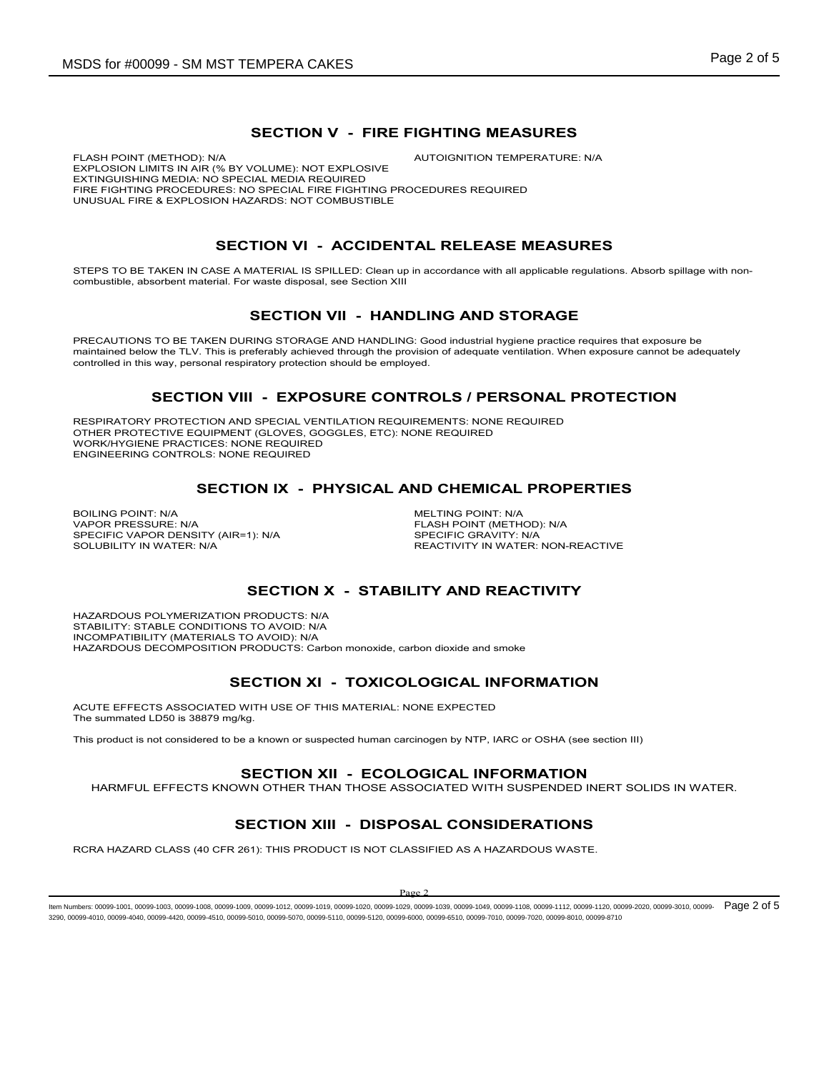## SECTION V - FIRE FIGHTING MEASURES

FLASH POINT (METHOD): N/A

AUTOIGNITION TEMPERATURE: N/A

EXPLOSION LIMITS IN AIR (% BY VOLUME): NOT EXPLOSIVE

EXTINGUISHING MEDIA: NO SPECIAL MEDIA REQUIRED

FIRE FIGHTING PROCEDURES: NO SPECIAL FIRE FIGHTING PROCEDURES REQUIRED

UNUSUAL FIRE & EXPLOSION HAZARDS: NOT COMBUSTIBLE

## SECTION VI - ACCIDENTAL RELEASE MEASURES

STEPS TO BE TAKEN IN CASE A MATERIAL IS SPILLED: Clean up in accordance with all applicable regulations. Absorb spillage with non-combustible, absorbent material. For waste disposal, see Section XIII

## SECTION VII - HANDLING AND STORAGE

PRECAUTIONS TO BE TAKEN DURING STORAGE AND HANDLING: Good industrial hygiene practice requires that exposure be maintained below the TLV. This is preferably achieved through the provision of adequate ventilation. When exposure cannot be adequately controlled in this way, personal respiratory protection should be employed.

## SECTION VIII - EXPOSURE CONTROLS / PERSONAL PROTECTION

RESPIRATORY PROTECTION AND SPECIAL VENTILATION REQUIREMENTS: NONE REQUIRED

OTHER PROTECTIVE EQUIPMENT (GLOVES, GOGGLES, ETC): NONE REQUIRED

WORK/HYGIENE PRACTICES: NONE REQUIRED

ENGINEERING CONTROLS: NONE REQUIRED

## SECTION IX - PHYSICAL AND CHEMICAL PROPERTIES

BOILING POINT: N/A

VAPOR PRESSURE: N/A

SPECIFIC VAPOR DENSITY (AIR=1): N/A

SOLUBILITY IN WATER: N/A

MELTING POINT: N/A

FLASH POINT (METHOD): N/A

SPECIFIC GRAVITY: N/A

REACTIVITY IN WATER: NON-REACTIVE

## SECTION X - STABILITY AND REACTIVITY

HAZARDOUS POLYMERIZATION PRODUCTS: N/A

STABILITY: STABLE CONDITIONS TO AVOID: N/A

INCOMPATIBILITY (MATERIALS TO AVOID): N/A

HAZARDOUS DECOMPOSITION PRODUCTS: Carbon monoxide, carbon dioxide and smoke

## SECTION XI - TOXICOLOGICAL INFORMATION

ACUTE EFFECTS ASSOCIATED WITH USE OF THIS MATERIAL: NONE EXPECTED

The summated LD50 is 38879 mg/kg.

This product is not considered to be a known or suspected human carcinogen by NTP, IARC or OSHA (see section III)

## SECTION XII - ECOLOGICAL INFORMATION

HARMFUL EFFECTS KNOWN OTHER THAN THOSE ASSOCIATED WITH SUSPENDED INERT SOLIDS IN WATER.

## SECTION XIII - DISPOSAL CONSIDERATIONS

RCRA HAZARD CLASS (40 CFR 261): THIS PRODUCT IS NOT CLASSIFIED AS A HAZARDOUS WASTE.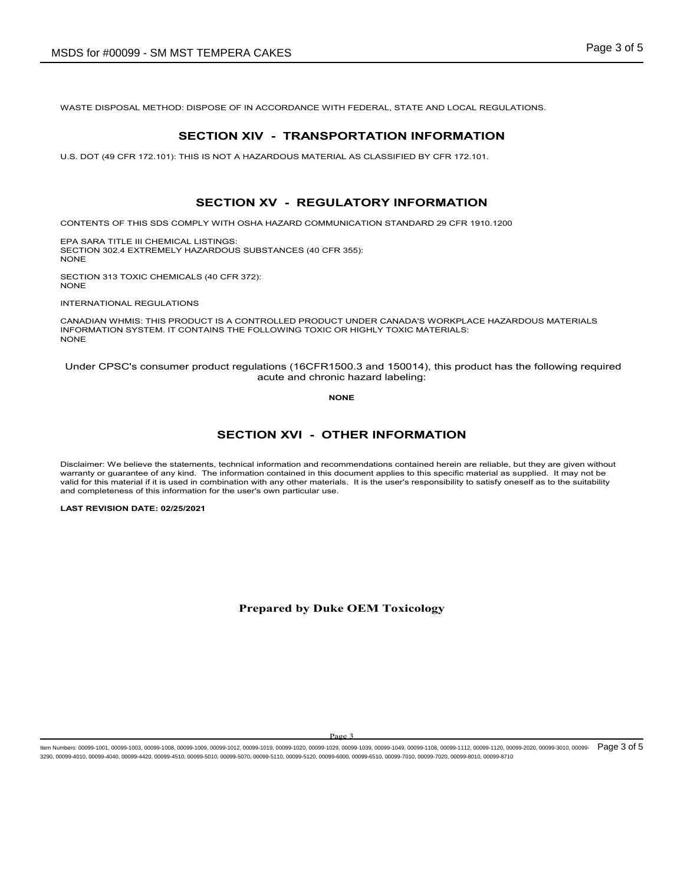WASTE DISPOSAL METHOD: DISPOSE OF IN ACCORDANCE WITH FEDERAL, STATE AND LOCAL REGULATIONS.

## SECTION XIV - TRANSPORTATION INFORMATION

U.S. DOT (49 CFR 172.101): THIS IS NOT A HAZARDOUS MATERIAL AS CLASSIFIED BY CFR 172.101.

## SECTION XV - REGULATORY INFORMATION

CONTENTS OF THIS SDS COMPLY WITH OSHA HAZARD COMMUNICATION STANDARD 29 CFR 1910.1200

EPA SARA TITLE III CHEMICAL LISTINGS:
SECTION 302.4 EXTREMELY HAZARDOUS SUBSTANCES (40 CFR 355):
NONE

SECTION 313 TOXIC CHEMICALS (40 CFR 372):
NONE

INTERNATIONAL REGULATIONS

CANADIAN WHMIS: THIS PRODUCT IS A CONTROLLED PRODUCT UNDER CANADA'S WORKPLACE HAZARDOUS MATERIALS INFORMATION SYSTEM. IT CONTAINS THE FOLLOWING TOXIC OR HIGHLY TOXIC MATERIALS:
NONE

Under CPSC's consumer product regulations (16CFR1500.3 and 150014), this product has the following required acute and chronic hazard labeling:

**NONE**

## SECTION XVI - OTHER INFORMATION

Disclaimer: We believe the statements, technical information and recommendations contained herein are reliable, but they are given without warranty or guarantee of any kind. The information contained in this document applies to this specific material as supplied. It may not be valid for this material if it is used in combination with any other materials. It is the user's responsibility to satisfy oneself as to the suitability and completeness of this information for the user's own particular use.

**LAST REVISION DATE: 02/25/2021**

**Prepared by Duke OEM Toxicology**

Item Numbers: 00099-1001, 00099-1003, 00099-1008, 00099-1009, 00099-1012, 00099-1019, 00099-1020, 00099-1029, 00099-1039, 00099-1049, 00099-1108, 00099-1112, 00099-1120, 00099-2020, 00099-3010, 00099-3290, 00099-4010, 00099-4040, 00099-4420, 00099-4510, 00099-5010, 00099-5070, 00099-5110, 00099-5120, 00099-6000, 00099-6510, 00099-7010, 00099-7020, 00099-8010, 00099-8710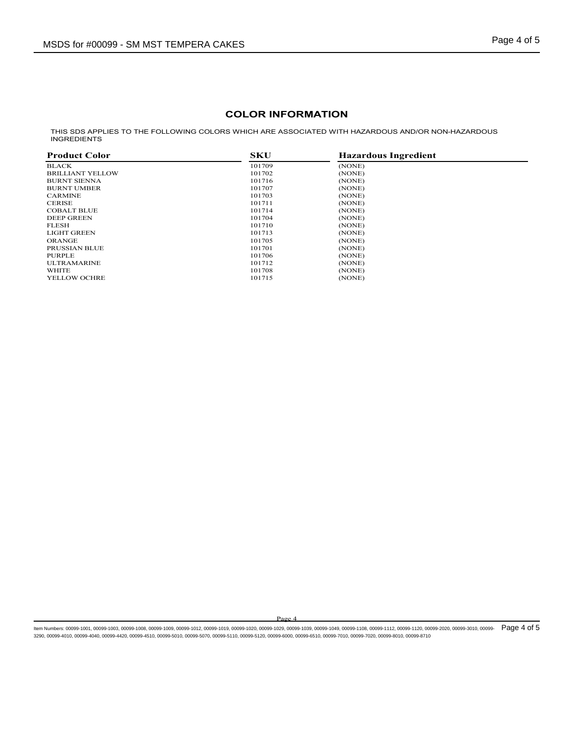## COLOR INFORMATION

THIS SDS APPLIES TO THE FOLLOWING COLORS WHICH ARE ASSOCIATED WITH HAZARDOUS AND/OR NON-HAZARDOUS INGREDIENTS

| Product Color | SKU | Hazardous Ingredient |
|---|---|---|
| BLACK | 101709 | (NONE) |
| BRILLIANT YELLOW | 101702 | (NONE) |
| BURNT SIENNA | 101716 | (NONE) |
| BURNT UMBER | 101707 | (NONE) |
| CARMINE | 101703 | (NONE) |
| CERISE | 101711 | (NONE) |
| COBALT BLUE | 101714 | (NONE) |
| DEEP GREEN | 101704 | (NONE) |
| FLESH | 101710 | (NONE) |
| LIGHT GREEN | 101713 | (NONE) |
| ORANGE | 101705 | (NONE) |
| PRUSSIAN BLUE | 101701 | (NONE) |
| PURPLE | 101706 | (NONE) |
| ULTRAMARINE | 101712 | (NONE) |
| WHITE | 101708 | (NONE) |
| YELLOW OCHRE | 101715 | (NONE) |

Item Numbers: 00099-1001, 00099-1003, 00099-1008, 00099-1009, 00099-1012, 00099-1019, 00099-1020, 00099-1029, 00099-1039, 00099-1049, 00099-1108, 00099-1112, 00099-1120, 00099-2020, 00099-3010, 00099-3290, 00099-4010, 00099-4040, 00099-4420, 00099-4510, 00099-5010, 00099-5070, 00099-5110, 00099-5120, 00099-6000, 00099-6510, 00099-7010, 00099-7020, 00099-8010, 00099-8710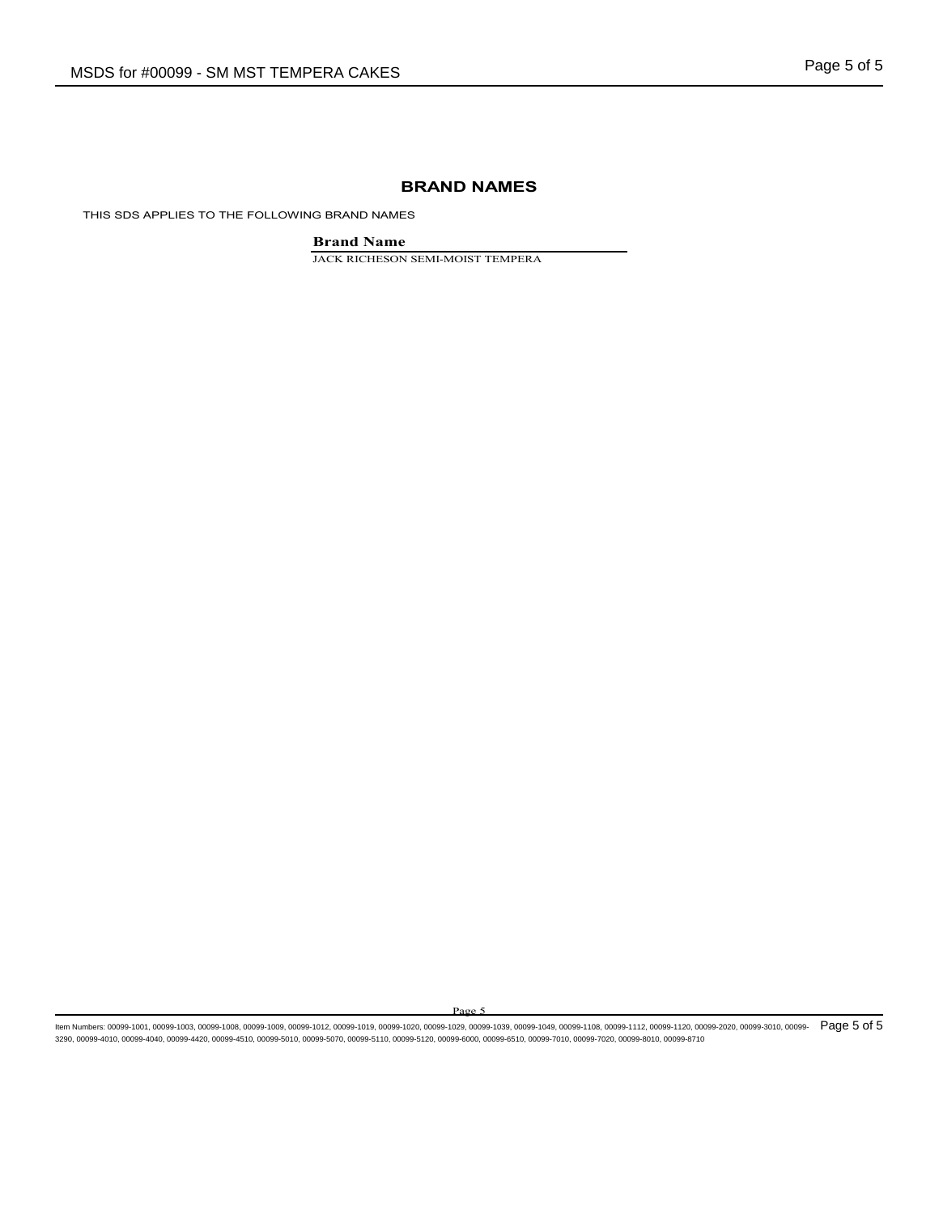## BRAND NAMES

THIS SDS APPLIES TO THE FOLLOWING BRAND NAMES

| Brand Name |
| --- |
| JACK RICHESON SEMI-MOIST TEMPERA |

Item Numbers: 00099-1001, 00099-1003, 00099-1008, 00099-1009, 00099-1012, 00099-1019, 00099-1020, 00099-1029, 00099-1039, 00099-1049, 00099-1108, 00099-1112, 00099-1120, 00099-2020, 00099-3010, 00099-3290, 00099-4010, 00099-4040, 00099-4420, 00099-4510, 00099-5010, 00099-5070, 00099-5110, 00099-5120, 00099-6000, 00099-6510, 00099-7010, 00099-7020, 00099-8010, 00099-8710